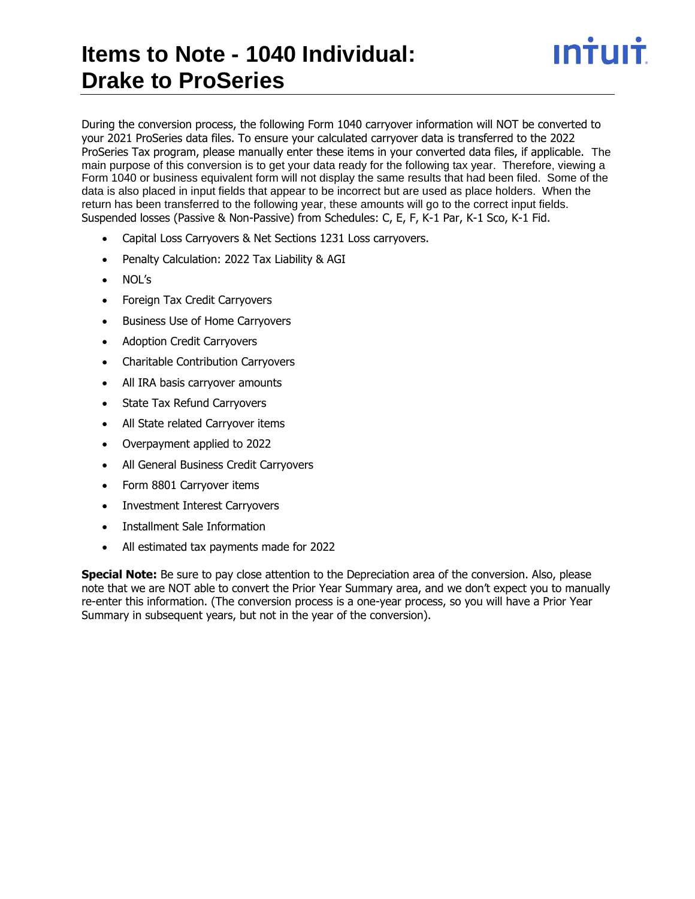# Items to Note - 1040 Individual: Drake to ProSeries

During the conversion process, the following Form 1040 carryover information will NOT be converted to your 2021 ProSeries data files. To ensure your calculated carryover data is transferred to the 2022 ProSeries Tax program, please manually enter these items in your converted data files, if applicable. The main purpose of this conversion is to get your data ready for the following tax year. Therefore, viewing a Form 1040 or business equivalent form will not display the same results that had been filed. Some of the data is also placed in input fields that appear to be incorrect but are used as place holders. When the return has been transferred to the following year, these amounts will go to the correct input fields. Suspended losses (Passive & Non-Passive) from Schedules: C, E, F, K-1 Par, K-1 Sco, K-1 Fid.

- Capital Loss Carryovers & Net Sections 1231 Loss carryovers.
- Penalty Calculation: 2022 Tax Liability & AGI
- NOL's
- Foreign Tax Credit Carryovers
- Business Use of Home Carryovers
- Adoption Credit Carryovers
- Charitable Contribution Carryovers
- All IRA basis carryover amounts
- State Tax Refund Carryovers
- All State related Carryover items
- Overpayment applied to 2022
- All General Business Credit Carryovers
- Form 8801 Carryover items
- Investment Interest Carryovers
- Installment Sale Information
- All estimated tax payments made for 2022

**Special Note:** Be sure to pay close attention to the Depreciation area of the conversion. Also, please note that we are NOT able to convert the Prior Year Summary area, and we don't expect you to manually re-enter this information. (The conversion process is a one-year process, so you will have a Prior Year Summary in subsequent years, but not in the year of the conversion).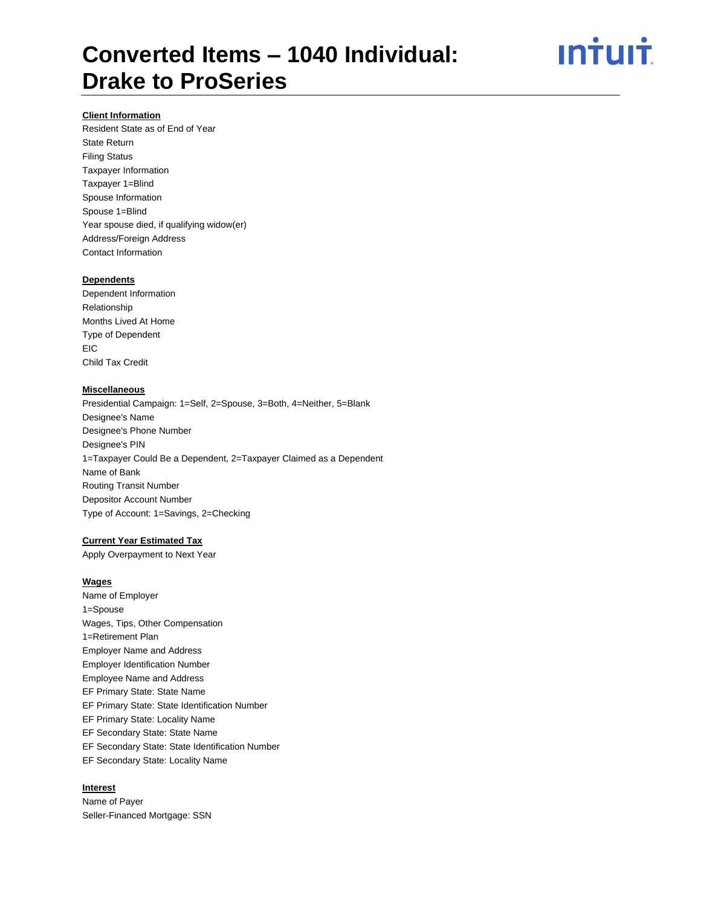# Converted Items – 1040 Individual: Drake to ProSeries

**Client Information**

Resident State as of End of Year
State Return
Filing Status
Taxpayer Information
Taxpayer 1=Blind
Spouse Information
Spouse 1=Blind
Year spouse died, if qualifying widow(er)
Address/Foreign Address
Contact Information

**Dependents**

Dependent Information
Relationship
Months Lived At Home
Type of Dependent
EIC
Child Tax Credit

**Miscellaneous**

Presidential Campaign: 1=Self, 2=Spouse, 3=Both, 4=Neither, 5=Blank
Designee's Name
Designee's Phone Number
Designee's PIN
1=Taxpayer Could Be a Dependent, 2=Taxpayer Claimed as a Dependent
Name of Bank
Routing Transit Number
Depositor Account Number
Type of Account: 1=Savings, 2=Checking

**Current Year Estimated Tax**

Apply Overpayment to Next Year

**Wages**

Name of Employer
1=Spouse
Wages, Tips, Other Compensation
1=Retirement Plan
Employer Name and Address
Employer Identification Number
Employee Name and Address
EF Primary State: State Name
EF Primary State: State Identification Number
EF Primary State: Locality Name
EF Secondary State: State Name
EF Secondary State: State Identification Number
EF Secondary State: Locality Name

**Interest**

Name of Payer
Seller-Financed Mortgage: SSN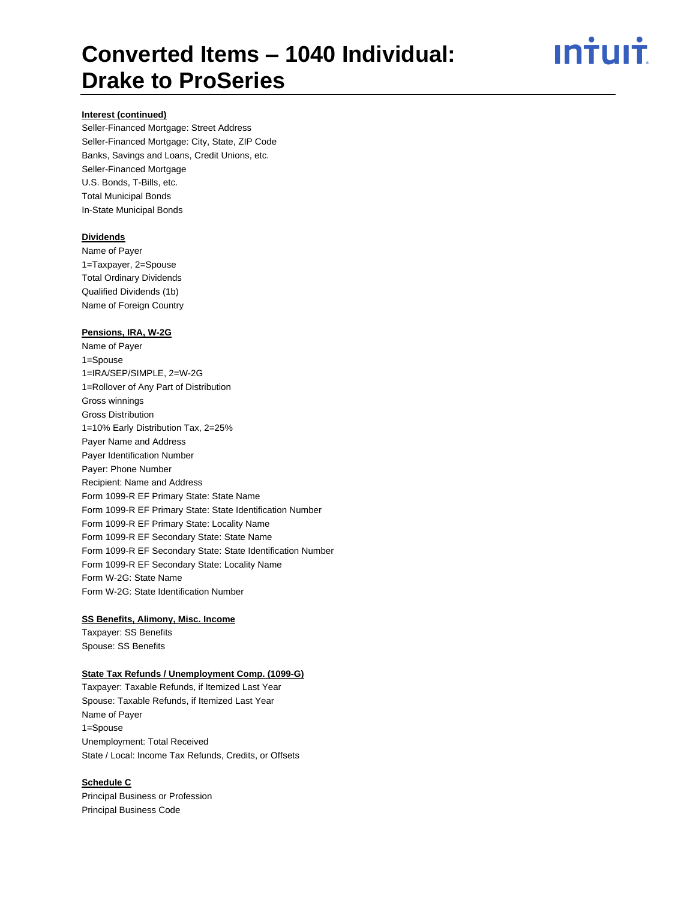**Interest (continued)**

Seller-Financed Mortgage: Street Address
Seller-Financed Mortgage: City, State, ZIP Code
Banks, Savings and Loans, Credit Unions, etc.
Seller-Financed Mortgage
U.S. Bonds, T-Bills, etc.
Total Municipal Bonds
In-State Municipal Bonds

**Dividends**

Name of Payer
1=Taxpayer, 2=Spouse
Total Ordinary Dividends
Qualified Dividends (1b)
Name of Foreign Country

**Pensions, IRA, W-2G**

Name of Payer
1=Spouse
1=IRA/SEP/SIMPLE, 2=W-2G
1=Rollover of Any Part of Distribution
Gross winnings
Gross Distribution
1=10% Early Distribution Tax, 2=25%
Payer Name and Address
Payer Identification Number
Payer: Phone Number
Recipient: Name and Address
Form 1099-R EF Primary State: State Name
Form 1099-R EF Primary State: State Identification Number
Form 1099-R EF Primary State: Locality Name
Form 1099-R EF Secondary State: State Name
Form 1099-R EF Secondary State: State Identification Number
Form 1099-R EF Secondary State: Locality Name
Form W-2G: State Name
Form W-2G: State Identification Number

**SS Benefits, Alimony, Misc. Income**

Taxpayer: SS Benefits
Spouse: SS Benefits

**State Tax Refunds / Unemployment Comp. (1099-G)**

Taxpayer: Taxable Refunds, if Itemized Last Year
Spouse: Taxable Refunds, if Itemized Last Year
Name of Payer
1=Spouse
Unemployment: Total Received
State / Local: Income Tax Refunds, Credits, or Offsets

**Schedule C**

Principal Business or Profession
Principal Business Code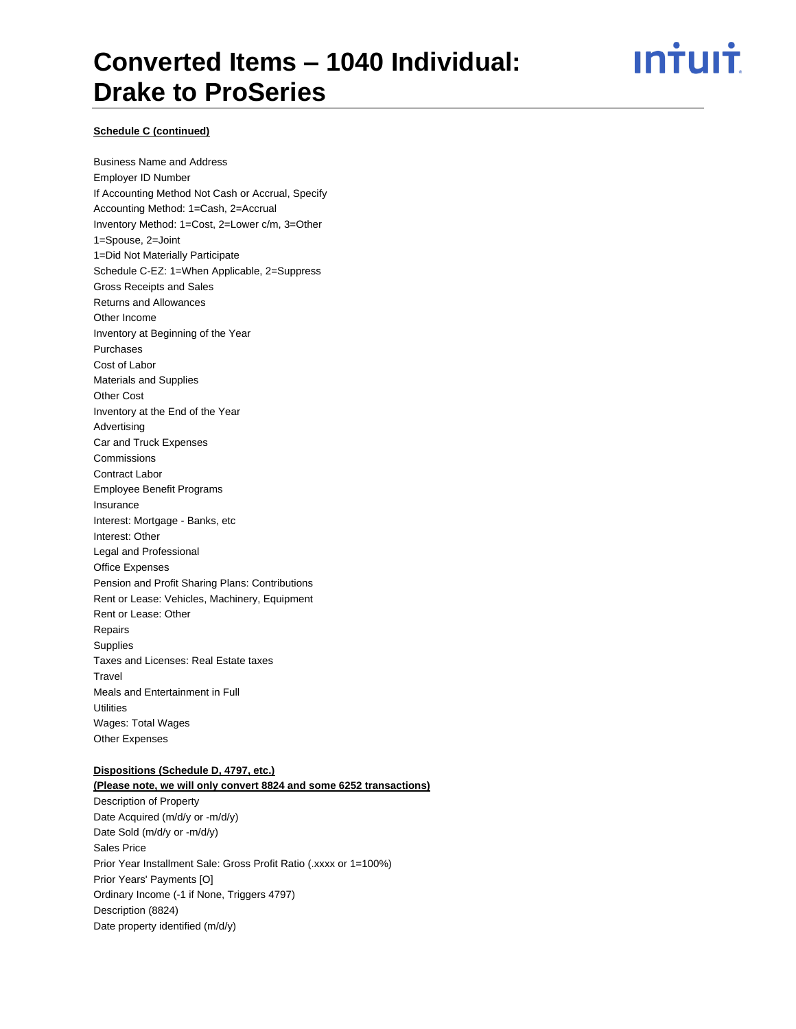**Schedule C (continued)**

Business Name and Address
Employer ID Number
If Accounting Method Not Cash or Accrual, Specify
Accounting Method: 1=Cash, 2=Accrual
Inventory Method: 1=Cost, 2=Lower c/m, 3=Other
1=Spouse, 2=Joint
1=Did Not Materially Participate
Schedule C-EZ: 1=When Applicable, 2=Suppress
Gross Receipts and Sales
Returns and Allowances
Other Income
Inventory at Beginning of the Year
Purchases
Cost of Labor
Materials and Supplies
Other Cost
Inventory at the End of the Year
Advertising
Car and Truck Expenses
Commissions
Contract Labor
Employee Benefit Programs
Insurance
Interest: Mortgage - Banks, etc
Interest: Other
Legal and Professional
Office Expenses
Pension and Profit Sharing Plans: Contributions
Rent or Lease: Vehicles, Machinery, Equipment
Rent or Lease: Other
Repairs
Supplies
Taxes and Licenses: Real Estate taxes
Travel
Meals and Entertainment in Full
Utilities
Wages: Total Wages
Other Expenses

**Dispositions (Schedule D, 4797, etc.)**
**(Please note, we will only convert 8824 and some 6252 transactions)**

Description of Property
Date Acquired (m/d/y or -m/d/y)
Date Sold (m/d/y or -m/d/y)
Sales Price
Prior Year Installment Sale: Gross Profit Ratio (.xxxx or 1=100%)
Prior Years' Payments [O]
Ordinary Income (-1 if None, Triggers 4797)
Description (8824)
Date property identified (m/d/y)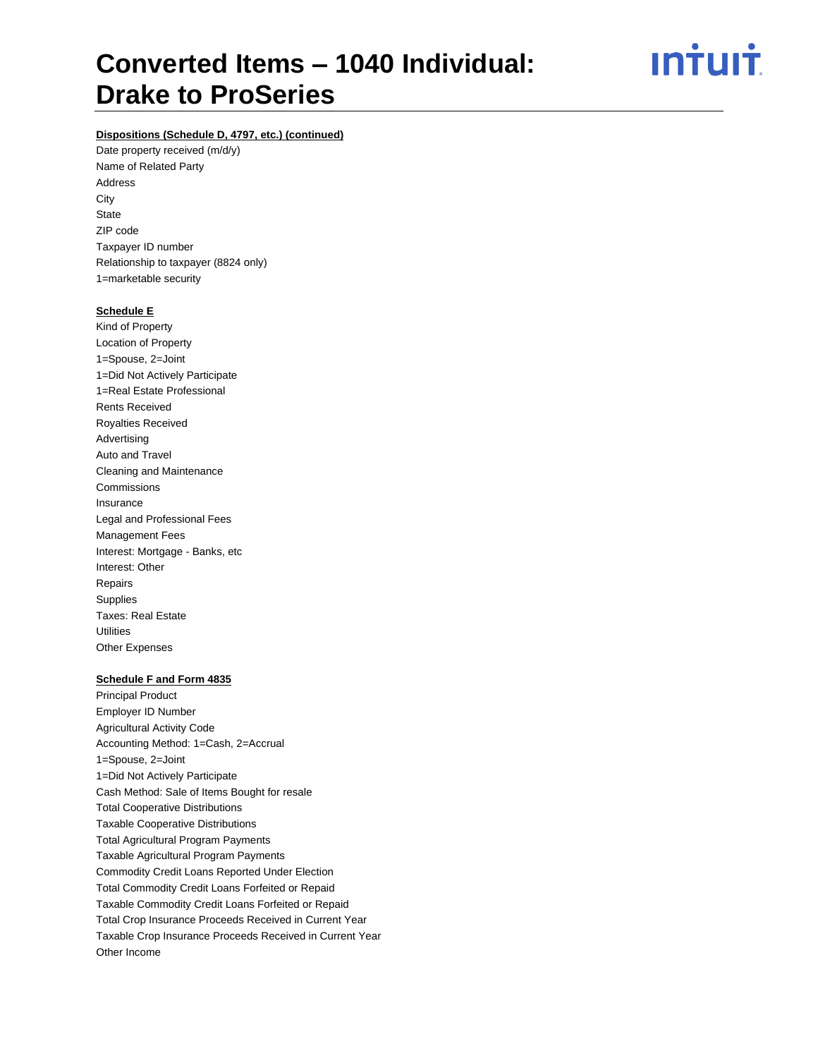**Dispositions (Schedule D, 4797, etc.) (continued)**

Date property received (m/d/y)
Name of Related Party
Address
City
State
ZIP code
Taxpayer ID number
Relationship to taxpayer (8824 only)
1=marketable security

**Schedule E**

Kind of Property
Location of Property
1=Spouse, 2=Joint
1=Did Not Actively Participate
1=Real Estate Professional
Rents Received
Royalties Received
Advertising
Auto and Travel
Cleaning and Maintenance
Commissions
Insurance
Legal and Professional Fees
Management Fees
Interest: Mortgage - Banks, etc
Interest: Other
Repairs
Supplies
Taxes: Real Estate
Utilities
Other Expenses

**Schedule F and Form 4835**

Principal Product
Employer ID Number
Agricultural Activity Code
Accounting Method: 1=Cash, 2=Accrual
1=Spouse, 2=Joint
1=Did Not Actively Participate
Cash Method: Sale of Items Bought for resale
Total Cooperative Distributions
Taxable Cooperative Distributions
Total Agricultural Program Payments
Taxable Agricultural Program Payments
Commodity Credit Loans Reported Under Election
Total Commodity Credit Loans Forfeited or Repaid
Taxable Commodity Credit Loans Forfeited or Repaid
Total Crop Insurance Proceeds Received in Current Year
Taxable Crop Insurance Proceeds Received in Current Year
Other Income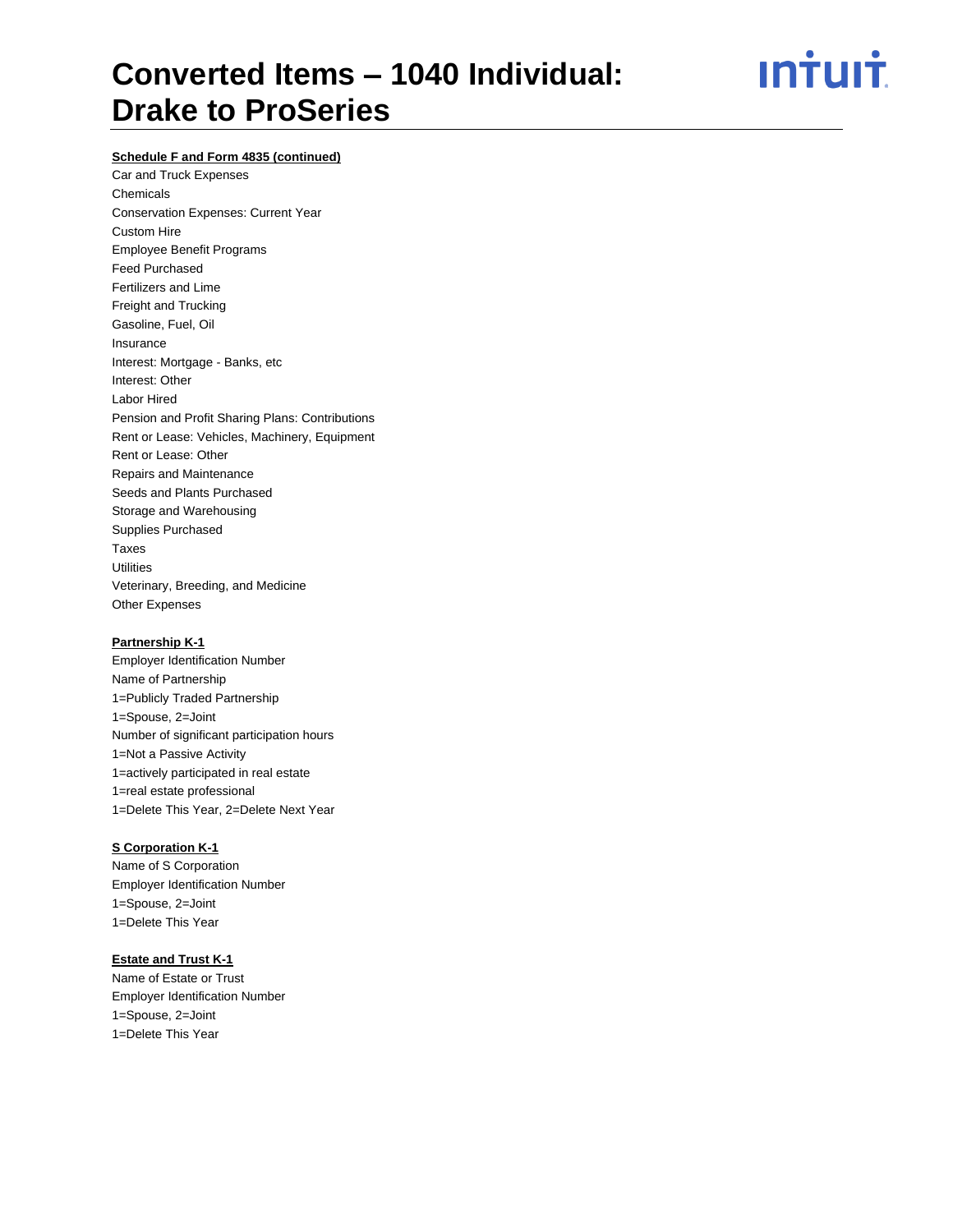**Schedule F and Form 4835 (continued)**

Car and Truck Expenses
Chemicals
Conservation Expenses: Current Year
Custom Hire
Employee Benefit Programs
Feed Purchased
Fertilizers and Lime
Freight and Trucking
Gasoline, Fuel, Oil
Insurance
Interest: Mortgage - Banks, etc
Interest: Other
Labor Hired
Pension and Profit Sharing Plans: Contributions
Rent or Lease: Vehicles, Machinery, Equipment
Rent or Lease: Other
Repairs and Maintenance
Seeds and Plants Purchased
Storage and Warehousing
Supplies Purchased
Taxes
Utilities
Veterinary, Breeding, and Medicine
Other Expenses

**Partnership K-1**

Employer Identification Number
Name of Partnership
1=Publicly Traded Partnership
1=Spouse, 2=Joint
Number of significant participation hours
1=Not a Passive Activity
1=actively participated in real estate
1=real estate professional
1=Delete This Year, 2=Delete Next Year

**S Corporation K-1**

Name of S Corporation
Employer Identification Number
1=Spouse, 2=Joint
1=Delete This Year

**Estate and Trust K-1**

Name of Estate or Trust
Employer Identification Number
1=Spouse, 2=Joint
1=Delete This Year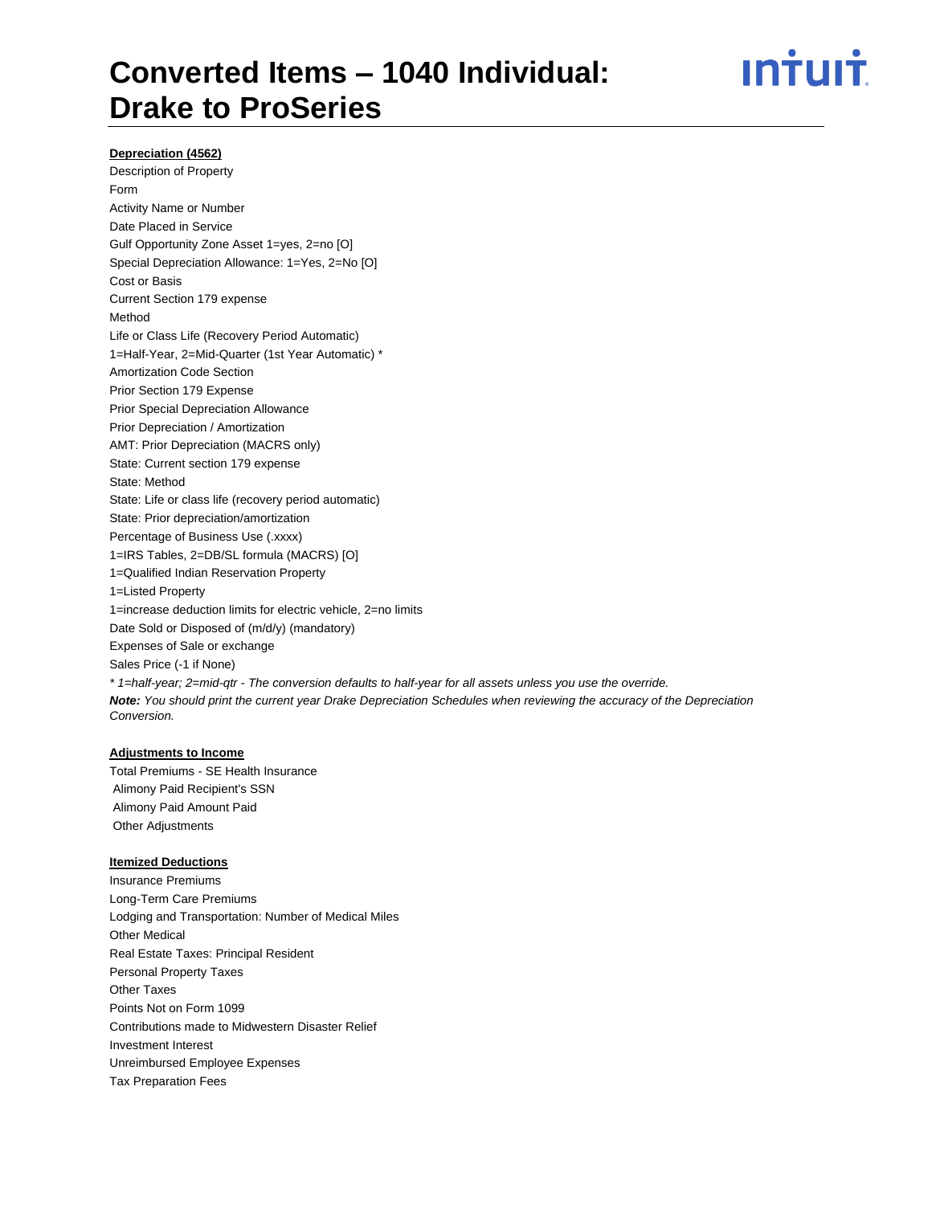# Converted Items – 1040 Individual: Drake to ProSeries

**Depreciation (4562)**

Description of Property
Form
Activity Name or Number
Date Placed in Service
Gulf Opportunity Zone Asset 1=yes, 2=no [O]
Special Depreciation Allowance: 1=Yes, 2=No [O]
Cost or Basis
Current Section 179 expense
Method
Life or Class Life (Recovery Period Automatic)
1=Half-Year, 2=Mid-Quarter (1st Year Automatic) *
Amortization Code Section
Prior Section 179 Expense
Prior Special Depreciation Allowance
Prior Depreciation / Amortization
AMT: Prior Depreciation (MACRS only)
State: Current section 179 expense
State: Method
State: Life or class life (recovery period automatic)
State: Prior depreciation/amortization
Percentage of Business Use (.xxxx)
1=IRS Tables, 2=DB/SL formula (MACRS) [O]
1=Qualified Indian Reservation Property
1=Listed Property
1=increase deduction limits for electric vehicle, 2=no limits
Date Sold or Disposed of (m/d/y) (mandatory)
Expenses of Sale or exchange
Sales Price (-1 if None)

*\* 1=half-year; 2=mid-qtr - The conversion defaults to half-year for all assets unless you use the override.*

***Note:** You should print the current year Drake Depreciation Schedules when reviewing the accuracy of the Depreciation Conversion.*

**Adjustments to Income**

Total Premiums - SE Health Insurance
Alimony Paid Recipient's SSN
Alimony Paid Amount Paid
Other Adjustments

**Itemized Deductions**

Insurance Premiums
Long-Term Care Premiums
Lodging and Transportation: Number of Medical Miles
Other Medical
Real Estate Taxes: Principal Resident
Personal Property Taxes
Other Taxes
Points Not on Form 1099
Contributions made to Midwestern Disaster Relief
Investment Interest
Unreimbursed Employee Expenses
Tax Preparation Fees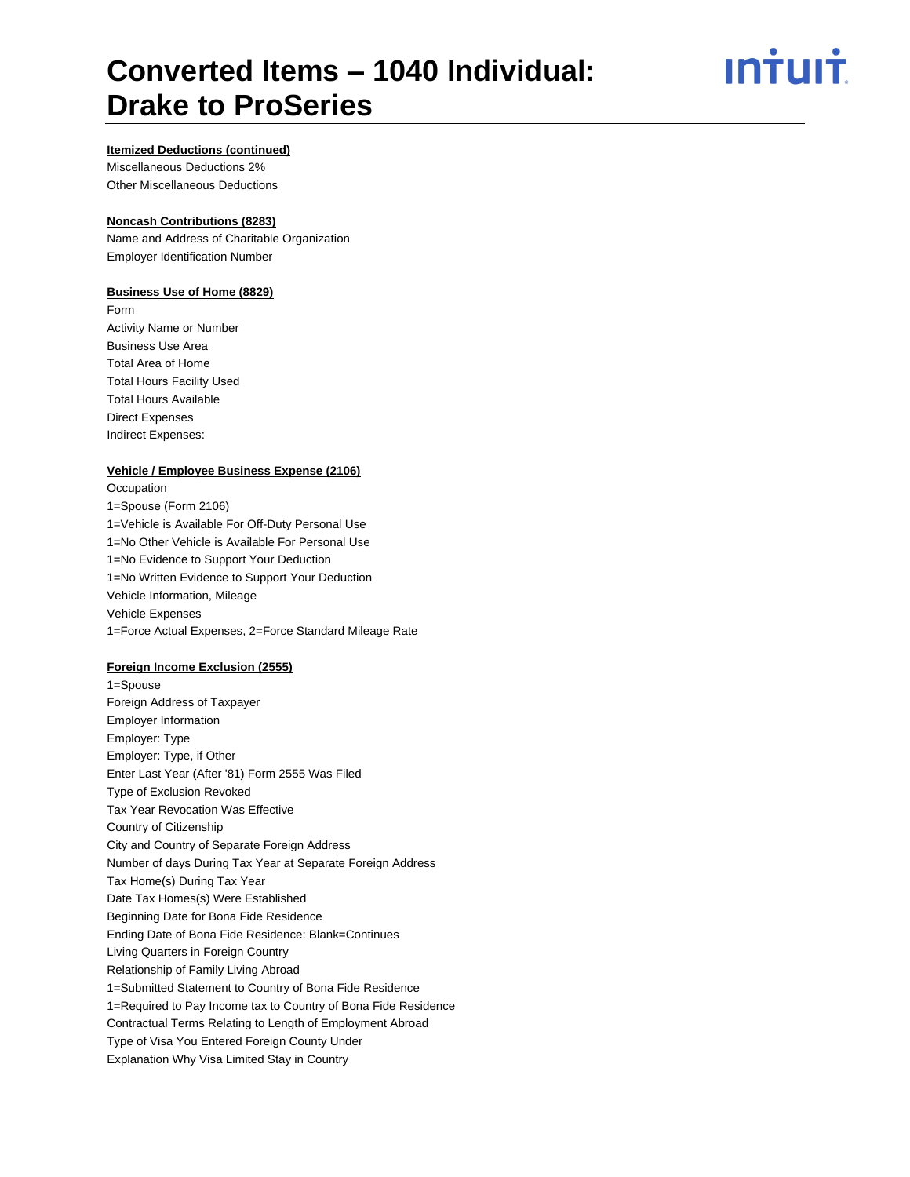**Itemized Deductions (continued)**

Miscellaneous Deductions 2%
Other Miscellaneous Deductions

**Noncash Contributions (8283)**

Name and Address of Charitable Organization
Employer Identification Number

**Business Use of Home (8829)**

Form
Activity Name or Number
Business Use Area
Total Area of Home
Total Hours Facility Used
Total Hours Available
Direct Expenses
Indirect Expenses:

**Vehicle / Employee Business Expense (2106)**

Occupation
1=Spouse (Form 2106)
1=Vehicle is Available For Off-Duty Personal Use
1=No Other Vehicle is Available For Personal Use
1=No Evidence to Support Your Deduction
1=No Written Evidence to Support Your Deduction
Vehicle Information, Mileage
Vehicle Expenses
1=Force Actual Expenses, 2=Force Standard Mileage Rate

**Foreign Income Exclusion (2555)**

1=Spouse
Foreign Address of Taxpayer
Employer Information
Employer: Type
Employer: Type, if Other
Enter Last Year (After '81) Form 2555 Was Filed
Type of Exclusion Revoked
Tax Year Revocation Was Effective
Country of Citizenship
City and Country of Separate Foreign Address
Number of days During Tax Year at Separate Foreign Address
Tax Home(s) During Tax Year
Date Tax Homes(s) Were Established
Beginning Date for Bona Fide Residence
Ending Date of Bona Fide Residence: Blank=Continues
Living Quarters in Foreign Country
Relationship of Family Living Abroad
1=Submitted Statement to Country of Bona Fide Residence
1=Required to Pay Income tax to Country of Bona Fide Residence
Contractual Terms Relating to Length of Employment Abroad
Type of Visa You Entered Foreign County Under
Explanation Why Visa Limited Stay in Country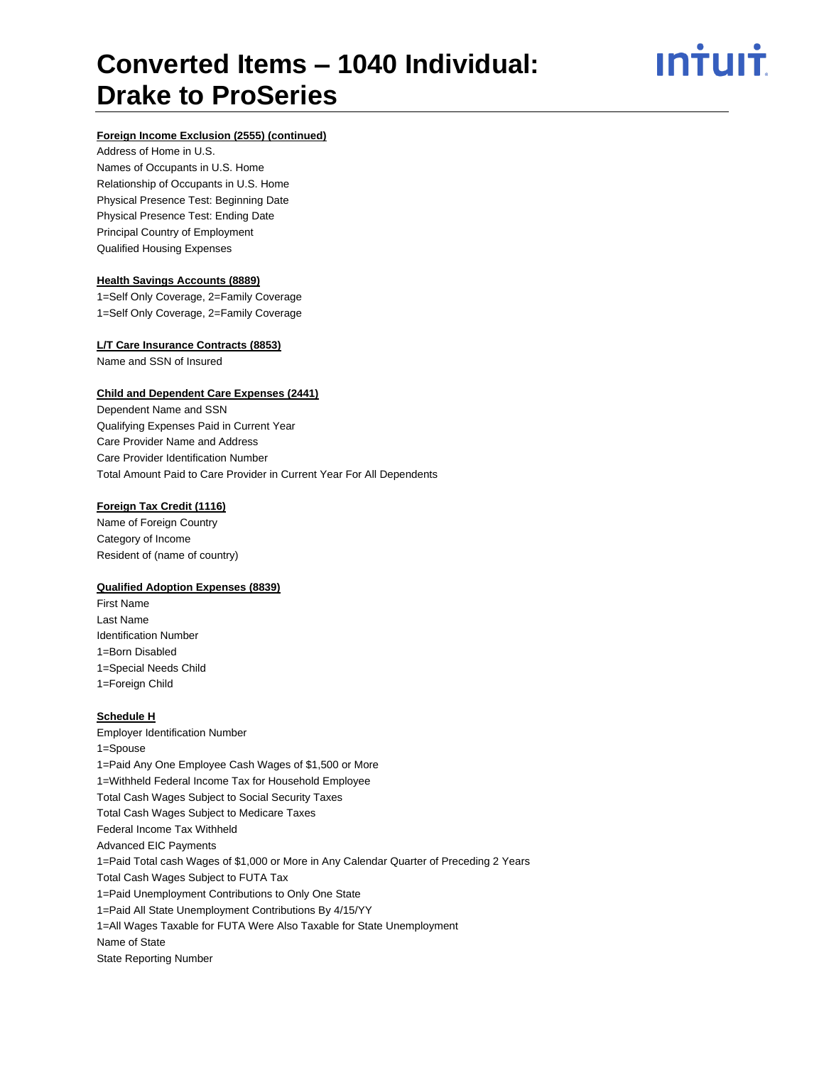#### Foreign Income Exclusion (2555) (continued)

Address of Home in U.S.
Names of Occupants in U.S. Home
Relationship of Occupants in U.S. Home
Physical Presence Test: Beginning Date
Physical Presence Test: Ending Date
Principal Country of Employment
Qualified Housing Expenses

#### Health Savings Accounts (8889)

1=Self Only Coverage, 2=Family Coverage
1=Self Only Coverage, 2=Family Coverage

#### L/T Care Insurance Contracts (8853)

Name and SSN of Insured

#### Child and Dependent Care Expenses (2441)

Dependent Name and SSN
Qualifying Expenses Paid in Current Year
Care Provider Name and Address
Care Provider Identification Number
Total Amount Paid to Care Provider in Current Year For All Dependents

#### Foreign Tax Credit (1116)

Name of Foreign Country
Category of Income
Resident of (name of country)

#### Qualified Adoption Expenses (8839)

First Name
Last Name
Identification Number
1=Born Disabled
1=Special Needs Child
1=Foreign Child

#### Schedule H

Employer Identification Number
1=Spouse
1=Paid Any One Employee Cash Wages of $1,500 or More
1=Withheld Federal Income Tax for Household Employee
Total Cash Wages Subject to Social Security Taxes
Total Cash Wages Subject to Medicare Taxes
Federal Income Tax Withheld
Advanced EIC Payments
1=Paid Total cash Wages of $1,000 or More in Any Calendar Quarter of Preceding 2 Years
Total Cash Wages Subject to FUTA Tax
1=Paid Unemployment Contributions to Only One State
1=Paid All State Unemployment Contributions By 4/15/YY
1=All Wages Taxable for FUTA Were Also Taxable for State Unemployment
Name of State
State Reporting Number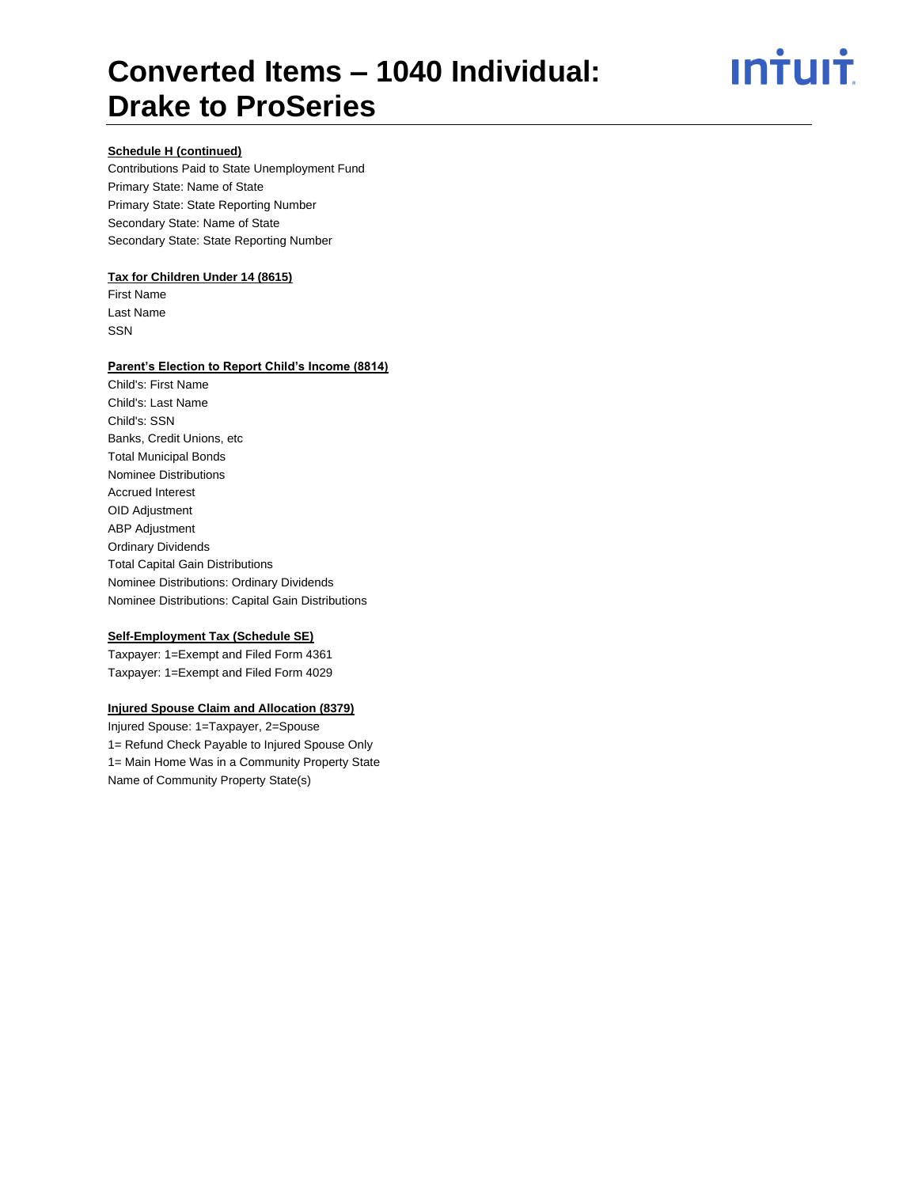**Schedule H (continued)**

Contributions Paid to State Unemployment Fund
Primary State: Name of State
Primary State: State Reporting Number
Secondary State: Name of State
Secondary State: State Reporting Number

**Tax for Children Under 14 (8615)**

First Name
Last Name
SSN

**Parent's Election to Report Child's Income (8814)**

Child's: First Name
Child's: Last Name
Child's: SSN
Banks, Credit Unions, etc
Total Municipal Bonds
Nominee Distributions
Accrued Interest
OID Adjustment
ABP Adjustment
Ordinary Dividends
Total Capital Gain Distributions
Nominee Distributions: Ordinary Dividends
Nominee Distributions: Capital Gain Distributions

**Self-Employment Tax (Schedule SE)**

Taxpayer: 1=Exempt and Filed Form 4361
Taxpayer: 1=Exempt and Filed Form 4029

**Injured Spouse Claim and Allocation (8379)**

Injured Spouse: 1=Taxpayer, 2=Spouse
1= Refund Check Payable to Injured Spouse Only
1= Main Home Was in a Community Property State
Name of Community Property State(s)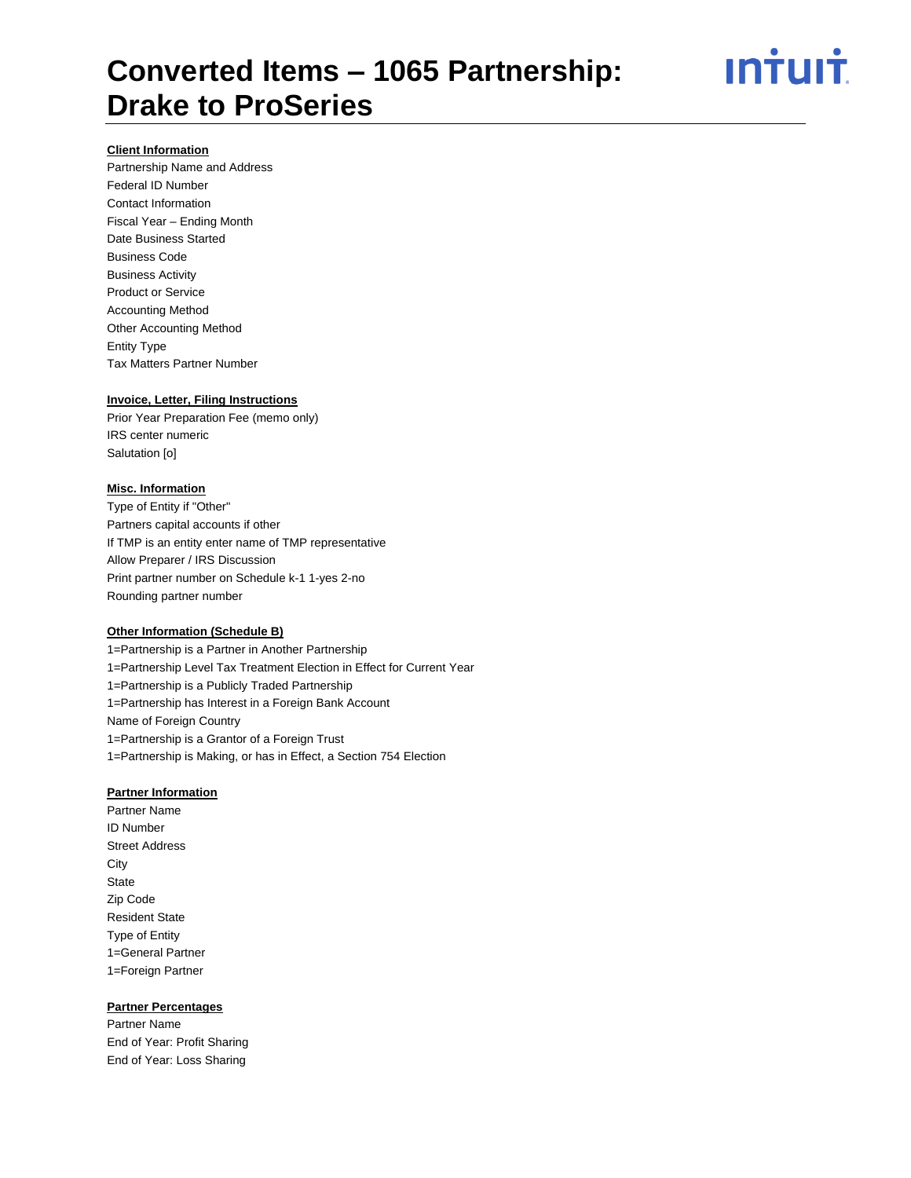# Converted Items – 1065 Partnership: Drake to ProSeries

**Client Information**

Partnership Name and Address
Federal ID Number
Contact Information
Fiscal Year – Ending Month
Date Business Started
Business Code
Business Activity
Product or Service
Accounting Method
Other Accounting Method
Entity Type
Tax Matters Partner Number

**Invoice, Letter, Filing Instructions**

Prior Year Preparation Fee (memo only)
IRS center numeric
Salutation [o]

**Misc. Information**

Type of Entity if "Other"
Partners capital accounts if other
If TMP is an entity enter name of TMP representative
Allow Preparer / IRS Discussion
Print partner number on Schedule k-1 1-yes 2-no
Rounding partner number

**Other Information (Schedule B)**

1=Partnership is a Partner in Another Partnership
1=Partnership Level Tax Treatment Election in Effect for Current Year
1=Partnership is a Publicly Traded Partnership
1=Partnership has Interest in a Foreign Bank Account
Name of Foreign Country
1=Partnership is a Grantor of a Foreign Trust
1=Partnership is Making, or has in Effect, a Section 754 Election

**Partner Information**

Partner Name
ID Number
Street Address
City
State
Zip Code
Resident State
Type of Entity
1=General Partner
1=Foreign Partner

**Partner Percentages**

Partner Name
End of Year: Profit Sharing
End of Year: Loss Sharing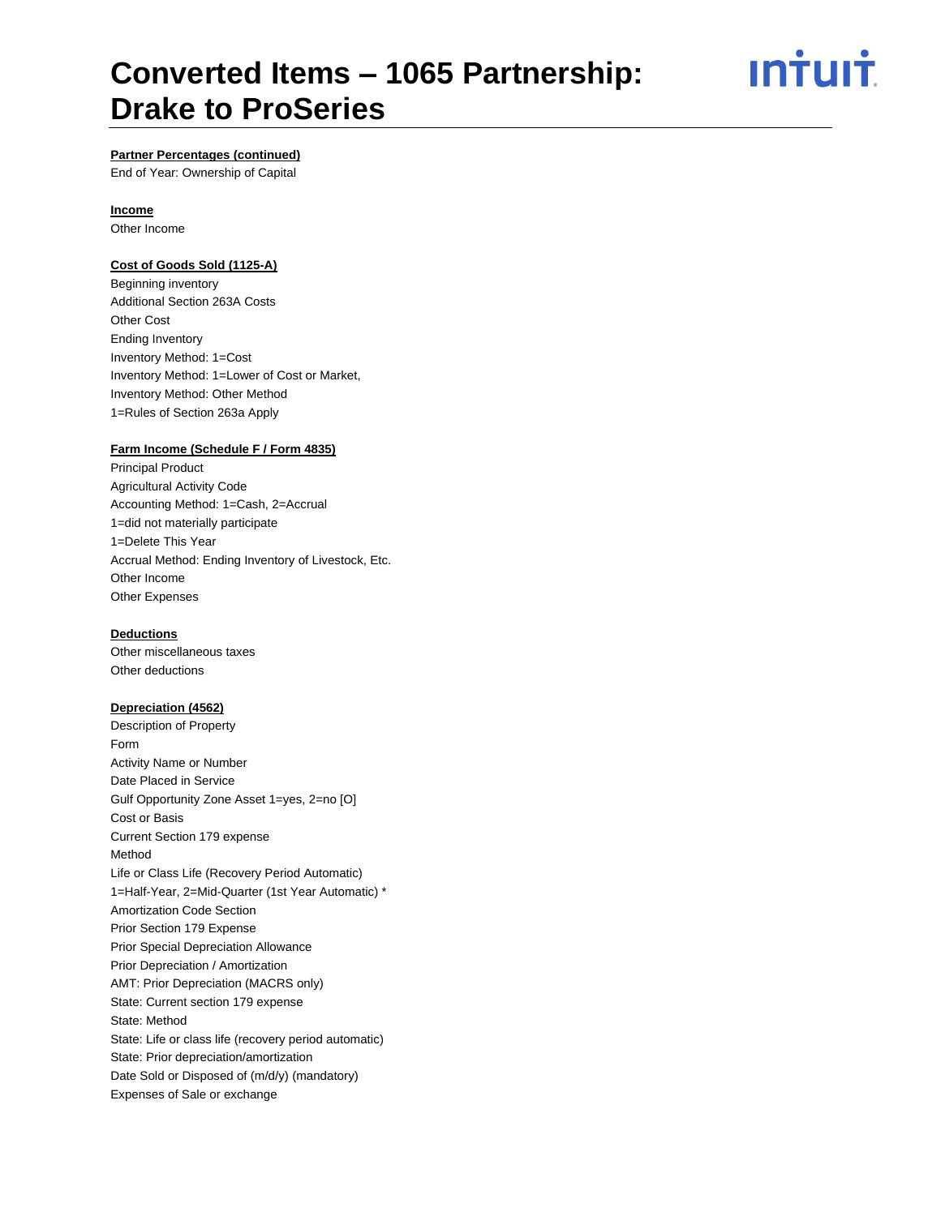**Partner Percentages (continued)**

End of Year: Ownership of Capital

**Income**

Other Income

**Cost of Goods Sold (1125-A)**

Beginning inventory
Additional Section 263A Costs
Other Cost
Ending Inventory
Inventory Method: 1=Cost
Inventory Method: 1=Lower of Cost or Market,
Inventory Method: Other Method
1=Rules of Section 263a Apply

**Farm Income (Schedule F / Form 4835)**

Principal Product
Agricultural Activity Code
Accounting Method: 1=Cash, 2=Accrual
1=did not materially participate
1=Delete This Year
Accrual Method: Ending Inventory of Livestock, Etc.
Other Income
Other Expenses

**Deductions**

Other miscellaneous taxes
Other deductions

**Depreciation (4562)**

Description of Property
Form
Activity Name or Number
Date Placed in Service
Gulf Opportunity Zone Asset 1=yes, 2=no [O]
Cost or Basis
Current Section 179 expense
Method
Life or Class Life (Recovery Period Automatic)
1=Half-Year, 2=Mid-Quarter (1st Year Automatic) *
Amortization Code Section
Prior Section 179 Expense
Prior Special Depreciation Allowance
Prior Depreciation / Amortization
AMT: Prior Depreciation (MACRS only)
State: Current section 179 expense
State: Method
State: Life or class life (recovery period automatic)
State: Prior depreciation/amortization
Date Sold or Disposed of (m/d/y) (mandatory)
Expenses of Sale or exchange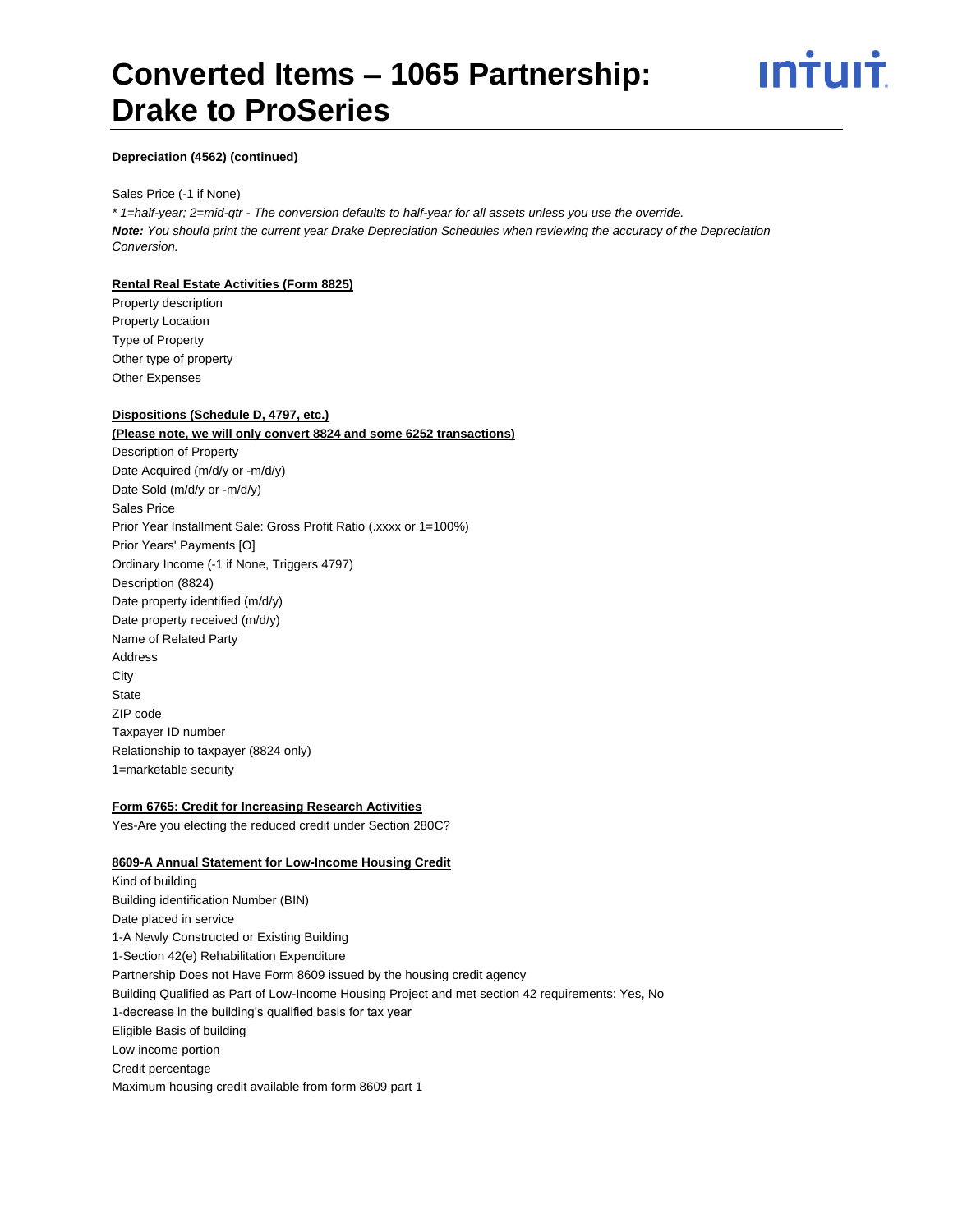**Depreciation (4562) (continued)**

Sales Price (-1 if None)

*\* 1=half-year; 2=mid-qtr - The conversion defaults to half-year for all assets unless you use the override.*

***Note:*** *You should print the current year Drake Depreciation Schedules when reviewing the accuracy of the Depreciation Conversion.*

**Rental Real Estate Activities (Form 8825)**

Property description
Property Location
Type of Property
Other type of property
Other Expenses

**Dispositions (Schedule D, 4797, etc.)**

**(Please note, we will only convert 8824 and some 6252 transactions)**

Description of Property
Date Acquired (m/d/y or -m/d/y)
Date Sold (m/d/y or -m/d/y)
Sales Price
Prior Year Installment Sale: Gross Profit Ratio (.xxxx or 1=100%)
Prior Years' Payments [O]
Ordinary Income (-1 if None, Triggers 4797)
Description (8824)
Date property identified (m/d/y)
Date property received (m/d/y)
Name of Related Party
Address
City
State
ZIP code
Taxpayer ID number
Relationship to taxpayer (8824 only)
1=marketable security

**Form 6765: Credit for Increasing Research Activities**

Yes-Are you electing the reduced credit under Section 280C?

**8609-A Annual Statement for Low-Income Housing Credit**

Kind of building
Building identification Number (BIN)
Date placed in service
1-A Newly Constructed or Existing Building
1-Section 42(e) Rehabilitation Expenditure
Partnership Does not Have Form 8609 issued by the housing credit agency
Building Qualified as Part of Low-Income Housing Project and met section 42 requirements: Yes, No
1-decrease in the building's qualified basis for tax year
Eligible Basis of building
Low income portion
Credit percentage
Maximum housing credit available from form 8609 part 1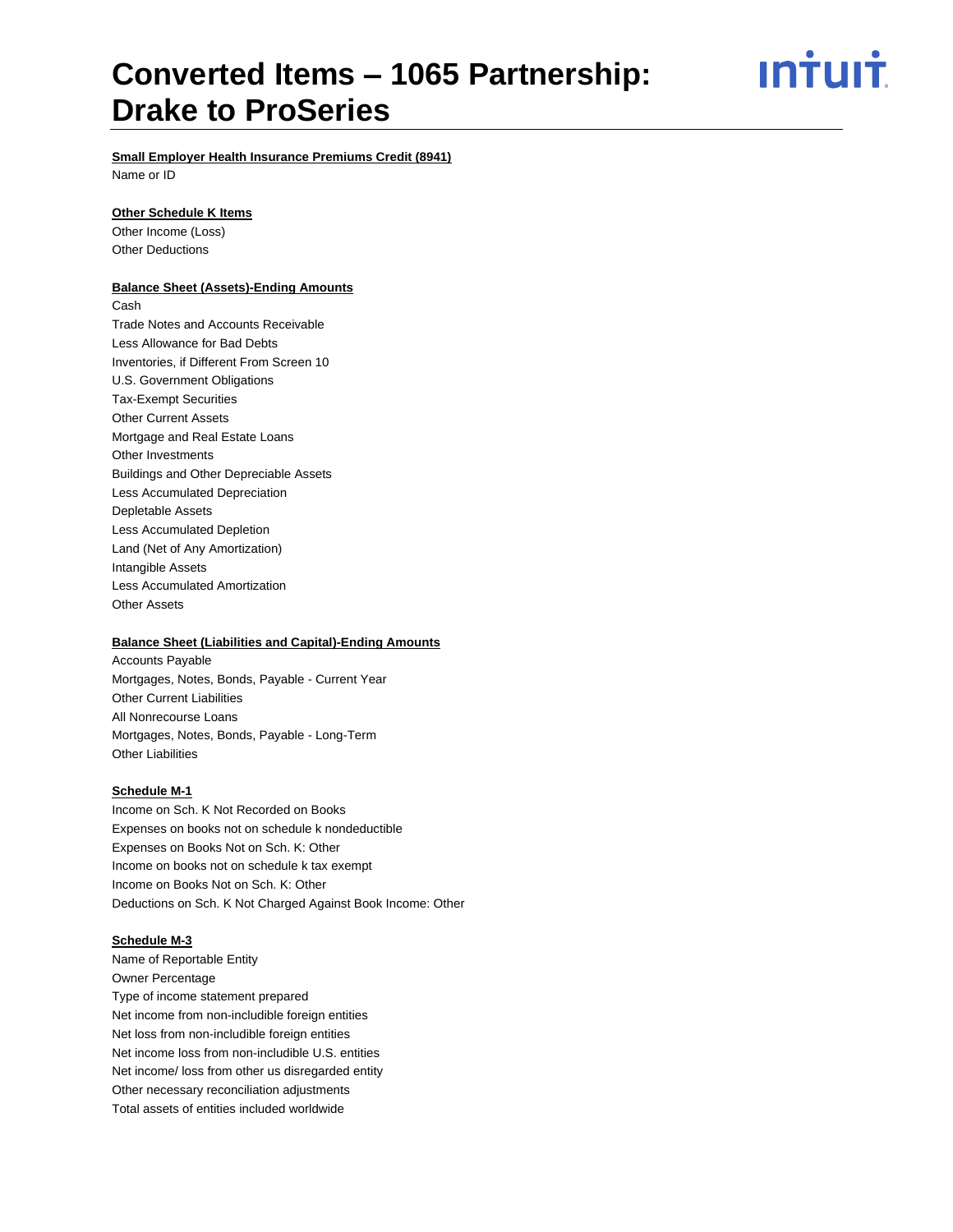# Converted Items – 1065 Partnership: Drake to ProSeries

**Small Employer Health Insurance Premiums Credit (8941)**

Name or ID

**Other Schedule K Items**

Other Income (Loss)
Other Deductions

**Balance Sheet (Assets)-Ending Amounts**

Cash
Trade Notes and Accounts Receivable
Less Allowance for Bad Debts
Inventories, if Different From Screen 10
U.S. Government Obligations
Tax-Exempt Securities
Other Current Assets
Mortgage and Real Estate Loans
Other Investments
Buildings and Other Depreciable Assets
Less Accumulated Depreciation
Depletable Assets
Less Accumulated Depletion
Land (Net of Any Amortization)
Intangible Assets
Less Accumulated Amortization
Other Assets

**Balance Sheet (Liabilities and Capital)-Ending Amounts**

Accounts Payable
Mortgages, Notes, Bonds, Payable - Current Year
Other Current Liabilities
All Nonrecourse Loans
Mortgages, Notes, Bonds, Payable - Long-Term
Other Liabilities

**Schedule M-1**

Income on Sch. K Not Recorded on Books
Expenses on books not on schedule k nondeductible
Expenses on Books Not on Sch. K: Other
Income on books not on schedule k tax exempt
Income on Books Not on Sch. K: Other
Deductions on Sch. K Not Charged Against Book Income: Other

**Schedule M-3**

Name of Reportable Entity
Owner Percentage
Type of income statement prepared
Net income from non-includible foreign entities
Net loss from non-includible foreign entities
Net income loss from non-includible U.S. entities
Net income/ loss from other us disregarded entity
Other necessary reconciliation adjustments
Total assets of entities included worldwide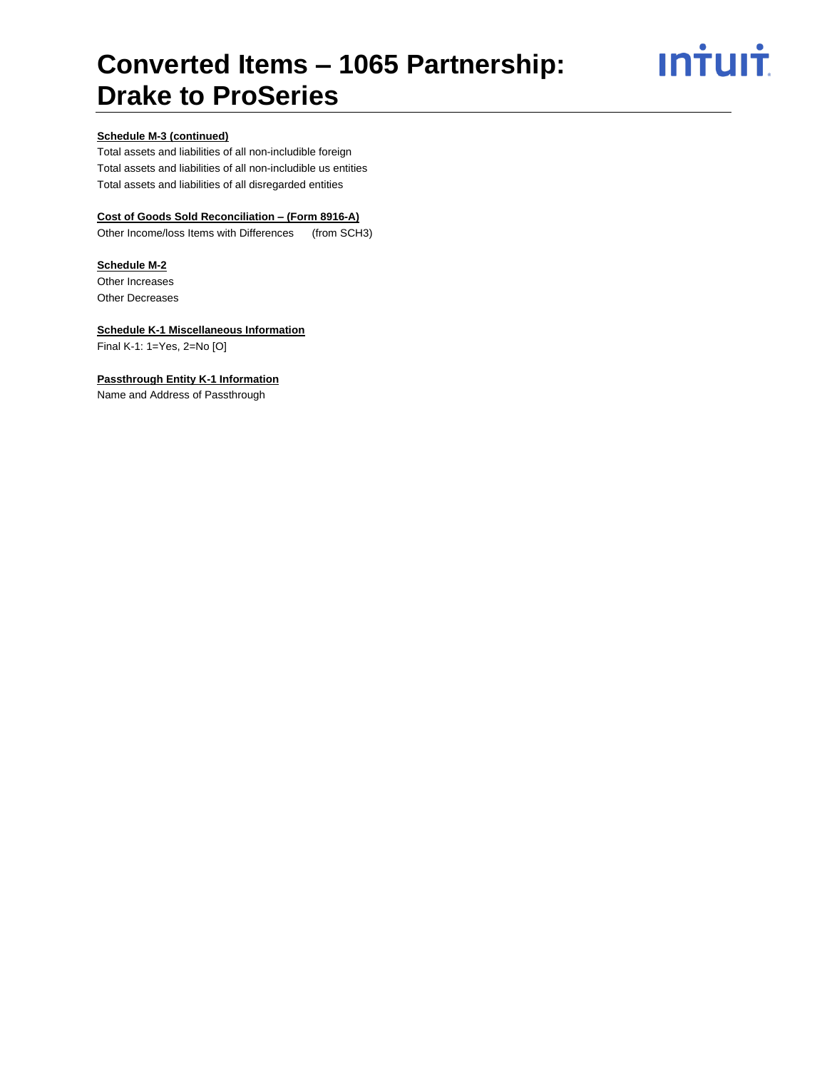# Converted Items – 1065 Partnership: Drake to ProSeries

**Schedule M-3 (continued)**

Total assets and liabilities of all non-includible foreign

Total assets and liabilities of all non-includible us entities

Total assets and liabilities of all disregarded entities

**Cost of Goods Sold Reconciliation – (Form 8916-A)**

Other Income/loss Items with Differences (from SCH3)

**Schedule M-2**

Other Increases

Other Decreases

**Schedule K-1 Miscellaneous Information**

Final K-1: 1=Yes, 2=No [O]

**Passthrough Entity K-1 Information**

Name and Address of Passthrough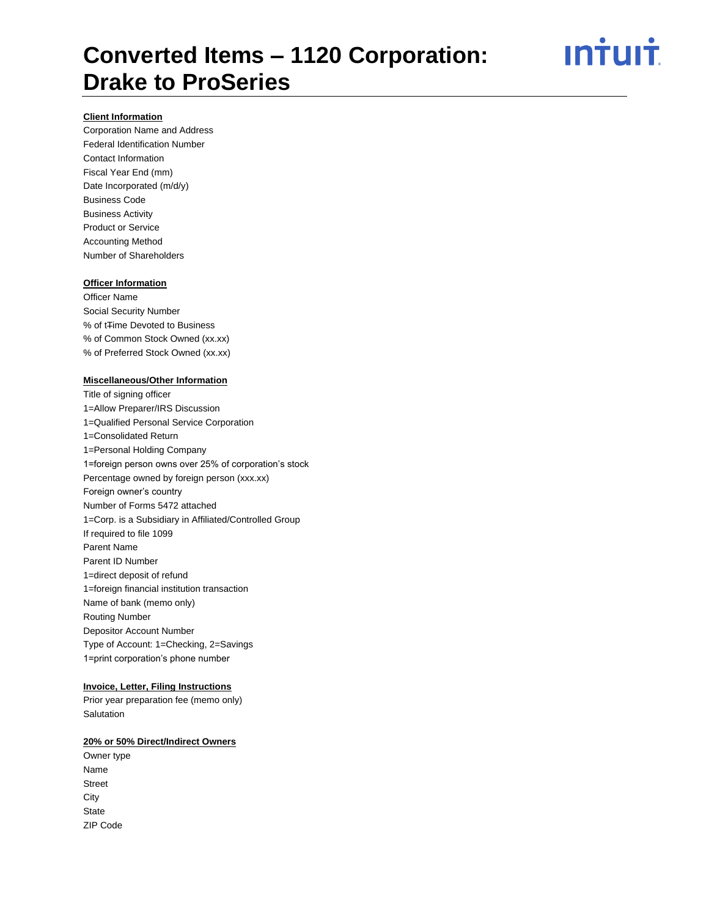# Converted Items – 1120 Corporation: Drake to ProSeries

**Client Information**

Corporation Name and Address
Federal Identification Number
Contact Information
Fiscal Year End (mm)
Date Incorporated (m/d/y)
Business Code
Business Activity
Product or Service
Accounting Method
Number of Shareholders

**Officer Information**

Officer Name
Social Security Number
% of tTime Devoted to Business
% of Common Stock Owned (xx.xx)
% of Preferred Stock Owned (xx.xx)

**Miscellaneous/Other Information**

Title of signing officer
1=Allow Preparer/IRS Discussion
1=Qualified Personal Service Corporation
1=Consolidated Return
1=Personal Holding Company
1=foreign person owns over 25% of corporation's stock
Percentage owned by foreign person (xxx.xx)
Foreign owner's country
Number of Forms 5472 attached
1=Corp. is a Subsidiary in Affiliated/Controlled Group
If required to file 1099
Parent Name
Parent ID Number
1=direct deposit of refund
1=foreign financial institution transaction
Name of bank (memo only)
Routing Number
Depositor Account Number
Type of Account: 1=Checking, 2=Savings
1=print corporation's phone number

**Invoice, Letter, Filing Instructions**

Prior year preparation fee (memo only)
Salutation

**20% or 50% Direct/Indirect Owners**

Owner type
Name
Street
City
State
ZIP Code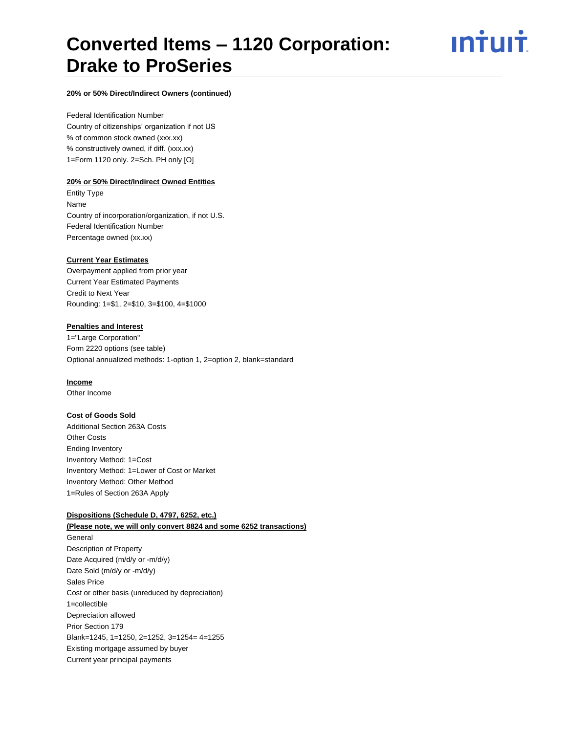**20% or 50% Direct/Indirect Owners (continued)**

Federal Identification Number
Country of citizenships' organization if not US
% of common stock owned (xxx.xx)
% constructively owned, if diff. (xxx.xx)
1=Form 1120 only. 2=Sch. PH only [O]

**20% or 50% Direct/Indirect Owned Entities**

Entity Type
Name
Country of incorporation/organization, if not U.S.
Federal Identification Number
Percentage owned (xx.xx)

**Current Year Estimates**

Overpayment applied from prior year
Current Year Estimated Payments
Credit to Next Year
Rounding: 1=$1, 2=$10, 3=$100, 4=$1000

**Penalties and Interest**

1="Large Corporation"
Form 2220 options (see table)
Optional annualized methods: 1-option 1, 2=option 2, blank=standard

**Income**

Other Income

**Cost of Goods Sold**

Additional Section 263A Costs
Other Costs
Ending Inventory
Inventory Method: 1=Cost
Inventory Method: 1=Lower of Cost or Market
Inventory Method: Other Method
1=Rules of Section 263A Apply

**Dispositions (Schedule D, 4797, 6252, etc.)**
**(Please note, we will only convert 8824 and some 6252 transactions)**

General
Description of Property
Date Acquired (m/d/y or -m/d/y)
Date Sold (m/d/y or -m/d/y)
Sales Price
Cost or other basis (unreduced by depreciation)
1=collectible
Depreciation allowed
Prior Section 179
Blank=1245, 1=1250, 2=1252, 3=1254= 4=1255
Existing mortgage assumed by buyer
Current year principal payments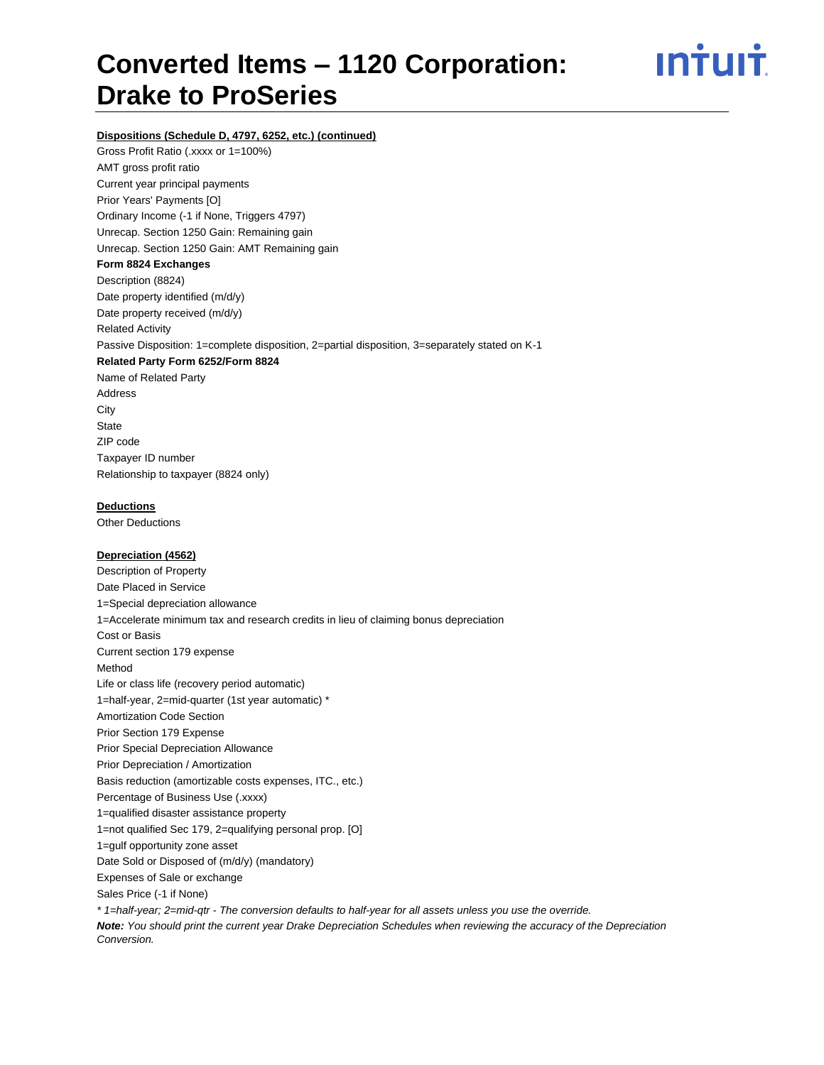**Dispositions (Schedule D, 4797, 6252, etc.) (continued)**

Gross Profit Ratio (.xxxx or 1=100%)
AMT gross profit ratio
Current year principal payments
Prior Years' Payments [O]
Ordinary Income (-1 if None, Triggers 4797)
Unrecap. Section 1250 Gain: Remaining gain
Unrecap. Section 1250 Gain: AMT Remaining gain

**Form 8824 Exchanges**

Description (8824)
Date property identified (m/d/y)
Date property received (m/d/y)
Related Activity
Passive Disposition: 1=complete disposition, 2=partial disposition, 3=separately stated on K-1

**Related Party Form 6252/Form 8824**

Name of Related Party
Address
City
State
ZIP code
Taxpayer ID number
Relationship to taxpayer (8824 only)

**Deductions**

Other Deductions

**Depreciation (4562)**

Description of Property
Date Placed in Service
1=Special depreciation allowance
1=Accelerate minimum tax and research credits in lieu of claiming bonus depreciation
Cost or Basis
Current section 179 expense
Method
Life or class life (recovery period automatic)
1=half-year, 2=mid-quarter (1st year automatic) *
Amortization Code Section
Prior Section 179 Expense
Prior Special Depreciation Allowance
Prior Depreciation / Amortization
Basis reduction (amortizable costs expenses, ITC., etc.)
Percentage of Business Use (.xxxx)
1=qualified disaster assistance property
1=not qualified Sec 179, 2=qualifying personal prop. [O]
1=gulf opportunity zone asset
Date Sold or Disposed of (m/d/y) (mandatory)
Expenses of Sale or exchange
Sales Price (-1 if None)

*\* 1=half-year; 2=mid-qtr - The conversion defaults to half-year for all assets unless you use the override.*

***Note:** You should print the current year Drake Depreciation Schedules when reviewing the accuracy of the Depreciation Conversion.*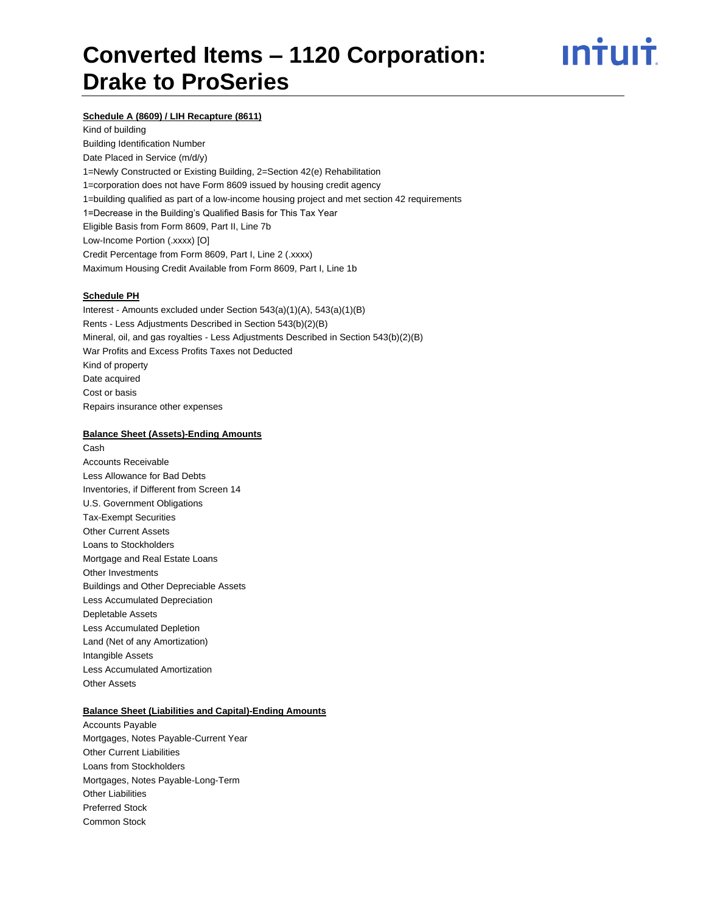# Converted Items – 1120 Corporation: Drake to ProSeries

**Schedule A (8609) / LIH Recapture (8611)**

Kind of building
Building Identification Number
Date Placed in Service (m/d/y)
1=Newly Constructed or Existing Building, 2=Section 42(e) Rehabilitation
1=corporation does not have Form 8609 issued by housing credit agency
1=building qualified as part of a low-income housing project and met section 42 requirements
1=Decrease in the Building's Qualified Basis for This Tax Year
Eligible Basis from Form 8609, Part II, Line 7b
Low-Income Portion (.xxxx) [O]
Credit Percentage from Form 8609, Part I, Line 2 (.xxxx)
Maximum Housing Credit Available from Form 8609, Part I, Line 1b

**Schedule PH**

Interest - Amounts excluded under Section 543(a)(1)(A), 543(a)(1)(B)
Rents - Less Adjustments Described in Section 543(b)(2)(B)
Mineral, oil, and gas royalties - Less Adjustments Described in Section 543(b)(2)(B)
War Profits and Excess Profits Taxes not Deducted
Kind of property
Date acquired
Cost or basis
Repairs insurance other expenses

**Balance Sheet (Assets)-Ending Amounts**

Cash
Accounts Receivable
Less Allowance for Bad Debts
Inventories, if Different from Screen 14
U.S. Government Obligations
Tax-Exempt Securities
Other Current Assets
Loans to Stockholders
Mortgage and Real Estate Loans
Other Investments
Buildings and Other Depreciable Assets
Less Accumulated Depreciation
Depletable Assets
Less Accumulated Depletion
Land (Net of any Amortization)
Intangible Assets
Less Accumulated Amortization
Other Assets

**Balance Sheet (Liabilities and Capital)-Ending Amounts**

Accounts Payable
Mortgages, Notes Payable-Current Year
Other Current Liabilities
Loans from Stockholders
Mortgages, Notes Payable-Long-Term
Other Liabilities
Preferred Stock
Common Stock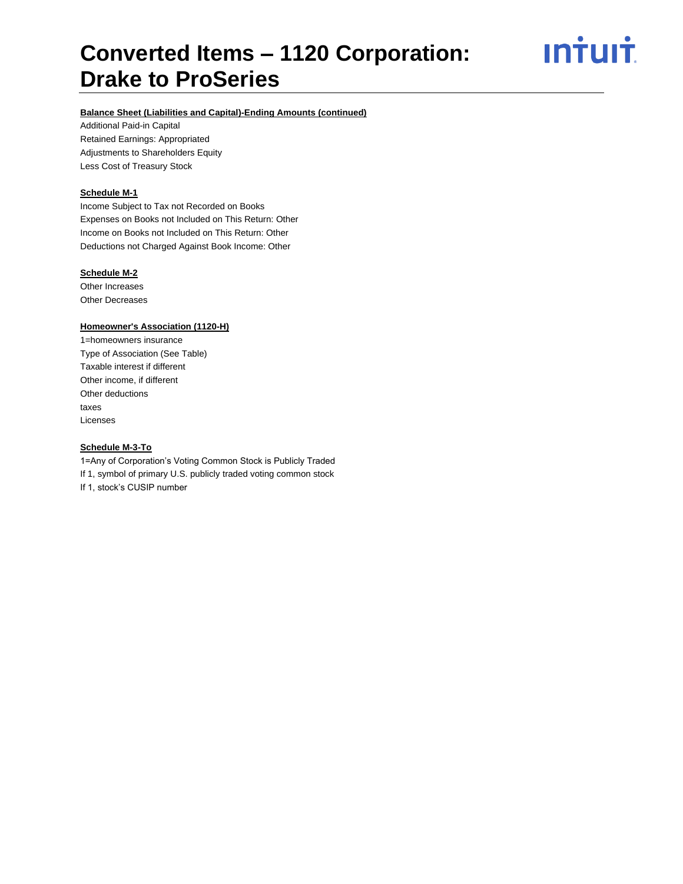# Converted Items – 1120 Corporation: Drake to ProSeries

**Balance Sheet (Liabilities and Capital)-Ending Amounts (continued)**

Additional Paid-in Capital
Retained Earnings: Appropriated
Adjustments to Shareholders Equity
Less Cost of Treasury Stock

**Schedule M-1**

Income Subject to Tax not Recorded on Books
Expenses on Books not Included on This Return: Other
Income on Books not Included on This Return: Other
Deductions not Charged Against Book Income: Other

**Schedule M-2**

Other Increases
Other Decreases

**Homeowner's Association (1120-H)**

1=homeowners insurance
Type of Association (See Table)
Taxable interest if different
Other income, if different
Other deductions
taxes
Licenses

**Schedule M-3-To**

1=Any of Corporation's Voting Common Stock is Publicly Traded
If 1, symbol of primary U.S. publicly traded voting common stock
If 1, stock's CUSIP number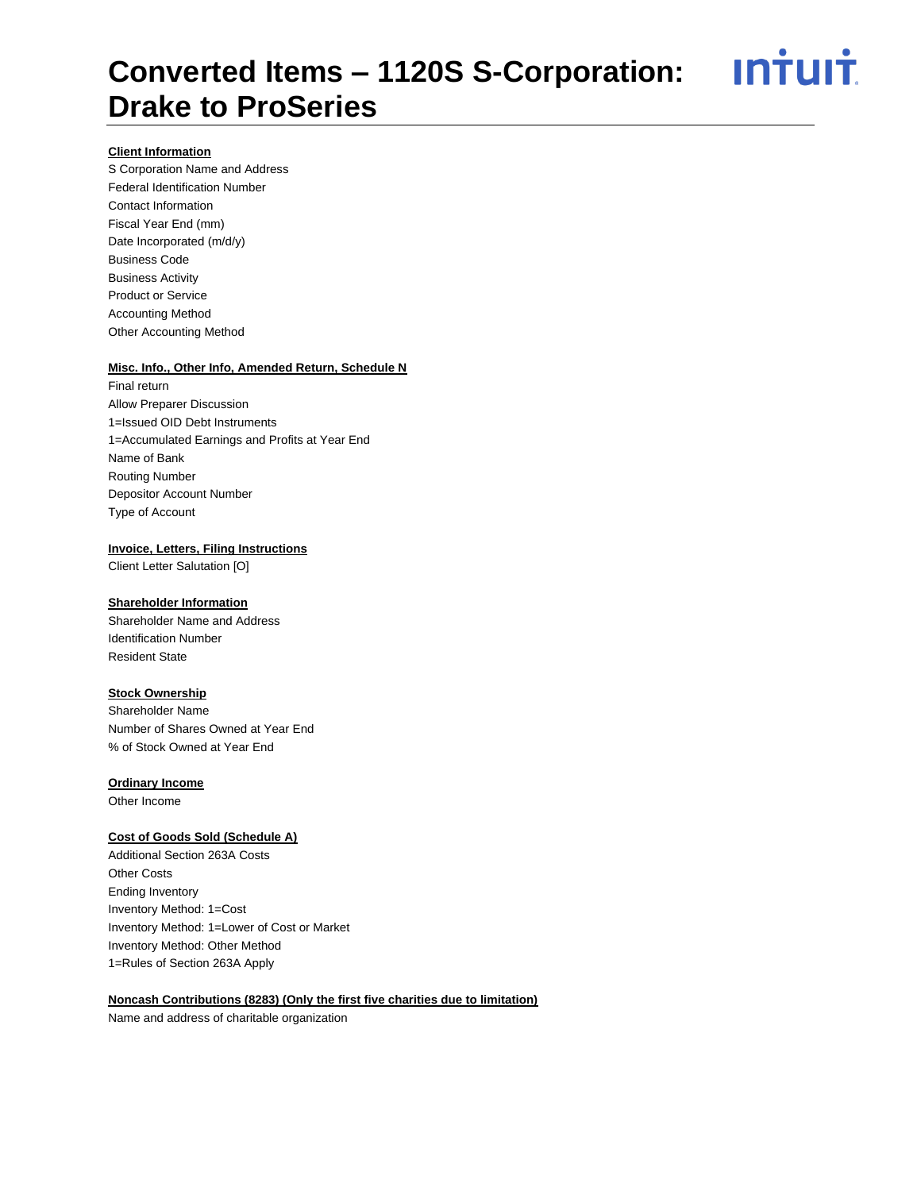# Converted Items – 1120S S-Corporation: Drake to ProSeries

**Client Information**

S Corporation Name and Address
Federal Identification Number
Contact Information
Fiscal Year End (mm)
Date Incorporated (m/d/y)
Business Code
Business Activity
Product or Service
Accounting Method
Other Accounting Method

**Misc. Info., Other Info, Amended Return, Schedule N**

Final return
Allow Preparer Discussion
1=Issued OID Debt Instruments
1=Accumulated Earnings and Profits at Year End
Name of Bank
Routing Number
Depositor Account Number
Type of Account

**Invoice, Letters, Filing Instructions**

Client Letter Salutation [O]

**Shareholder Information**

Shareholder Name and Address
Identification Number
Resident State

**Stock Ownership**

Shareholder Name
Number of Shares Owned at Year End
% of Stock Owned at Year End

**Ordinary Income**

Other Income

**Cost of Goods Sold (Schedule A)**

Additional Section 263A Costs
Other Costs
Ending Inventory
Inventory Method: 1=Cost
Inventory Method: 1=Lower of Cost or Market
Inventory Method: Other Method
1=Rules of Section 263A Apply

**Noncash Contributions (8283) (Only the first five charities due to limitation)**

Name and address of charitable organization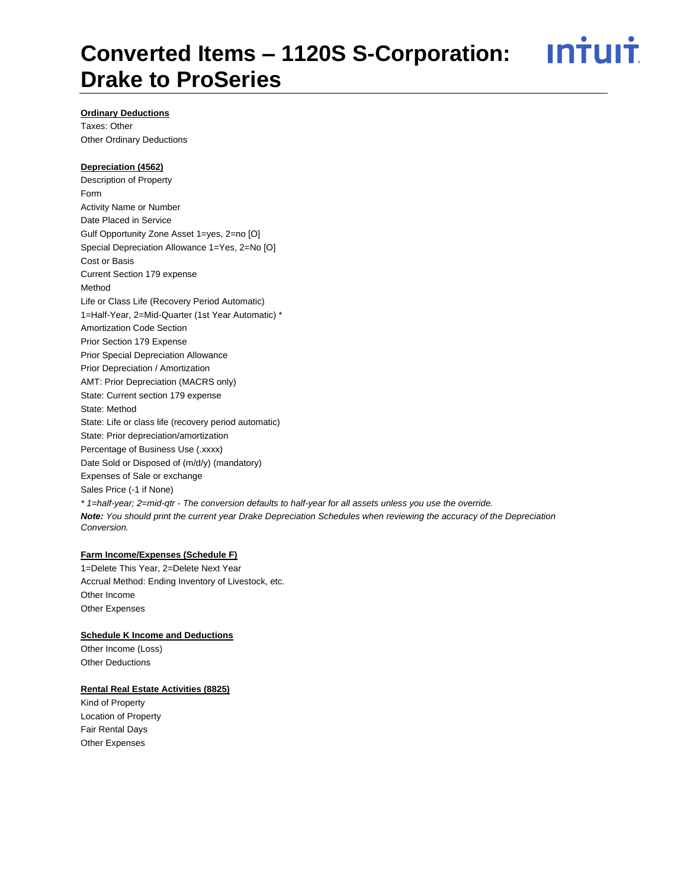# Converted Items – 1120S S-Corporation: Drake to ProSeries

**Ordinary Deductions**

Taxes: Other
Other Ordinary Deductions

**Depreciation (4562)**

Description of Property
Form
Activity Name or Number
Date Placed in Service
Gulf Opportunity Zone Asset 1=yes, 2=no [O]
Special Depreciation Allowance 1=Yes, 2=No [O]
Cost or Basis
Current Section 179 expense
Method
Life or Class Life (Recovery Period Automatic)
1=Half-Year, 2=Mid-Quarter (1st Year Automatic) *
Amortization Code Section
Prior Section 179 Expense
Prior Special Depreciation Allowance
Prior Depreciation / Amortization
AMT: Prior Depreciation (MACRS only)
State: Current section 179 expense
State: Method
State: Life or class life (recovery period automatic)
State: Prior depreciation/amortization
Percentage of Business Use (.xxxx)
Date Sold or Disposed of (m/d/y) (mandatory)
Expenses of Sale or exchange
Sales Price (-1 if None)

*\* 1=half-year; 2=mid-qtr - The conversion defaults to half-year for all assets unless you use the override.*

***Note:** You should print the current year Drake Depreciation Schedules when reviewing the accuracy of the Depreciation Conversion.*

**Farm Income/Expenses (Schedule F)**

1=Delete This Year, 2=Delete Next Year
Accrual Method: Ending Inventory of Livestock, etc.
Other Income
Other Expenses

**Schedule K Income and Deductions**

Other Income (Loss)
Other Deductions

**Rental Real Estate Activities (8825)**

Kind of Property
Location of Property
Fair Rental Days
Other Expenses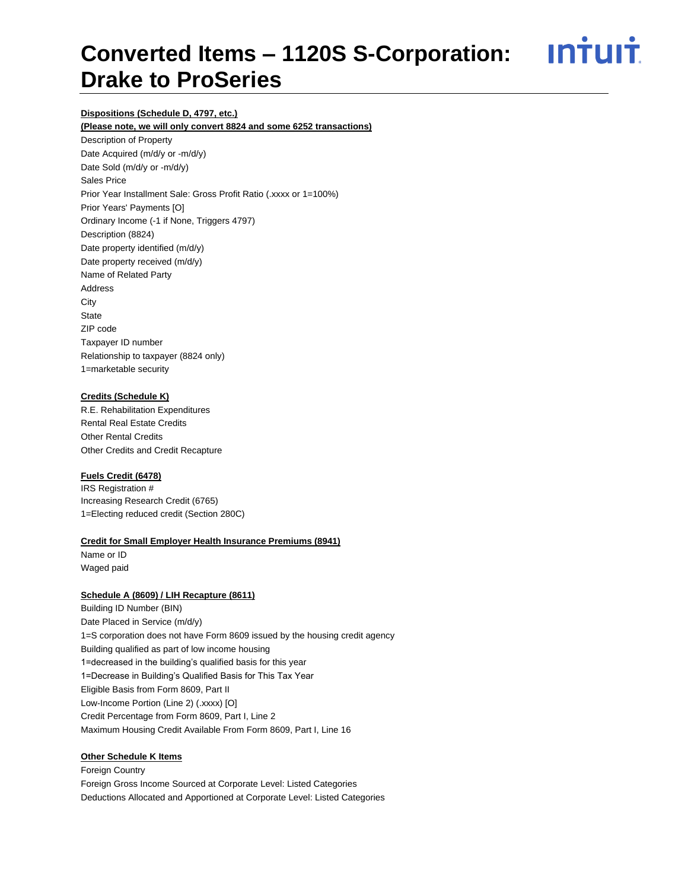# Converted Items – 1120S S-Corporation: Drake to ProSeries

**Dispositions (Schedule D, 4797, etc.)**

**(Please note, we will only convert 8824 and some 6252 transactions)**

Description of Property
Date Acquired (m/d/y or -m/d/y)
Date Sold (m/d/y or -m/d/y)
Sales Price
Prior Year Installment Sale: Gross Profit Ratio (.xxxx or 1=100%)
Prior Years' Payments [O]
Ordinary Income (-1 if None, Triggers 4797)
Description (8824)
Date property identified (m/d/y)
Date property received (m/d/y)
Name of Related Party
Address
City
State
ZIP code
Taxpayer ID number
Relationship to taxpayer (8824 only)
1=marketable security

**Credits (Schedule K)**

R.E. Rehabilitation Expenditures
Rental Real Estate Credits
Other Rental Credits
Other Credits and Credit Recapture

**Fuels Credit (6478)**

IRS Registration #
Increasing Research Credit (6765)
1=Electing reduced credit (Section 280C)

**Credit for Small Employer Health Insurance Premiums (8941)**

Name or ID
Waged paid

**Schedule A (8609) / LIH Recapture (8611)**

Building ID Number (BIN)
Date Placed in Service (m/d/y)
1=S corporation does not have Form 8609 issued by the housing credit agency
Building qualified as part of low income housing
1=decreased in the building's qualified basis for this year
1=Decrease in Building's Qualified Basis for This Tax Year
Eligible Basis from Form 8609, Part II
Low-Income Portion (Line 2) (.xxxx) [O]
Credit Percentage from Form 8609, Part I, Line 2
Maximum Housing Credit Available From Form 8609, Part I, Line 16

**Other Schedule K Items**

Foreign Country
Foreign Gross Income Sourced at Corporate Level: Listed Categories
Deductions Allocated and Apportioned at Corporate Level: Listed Categories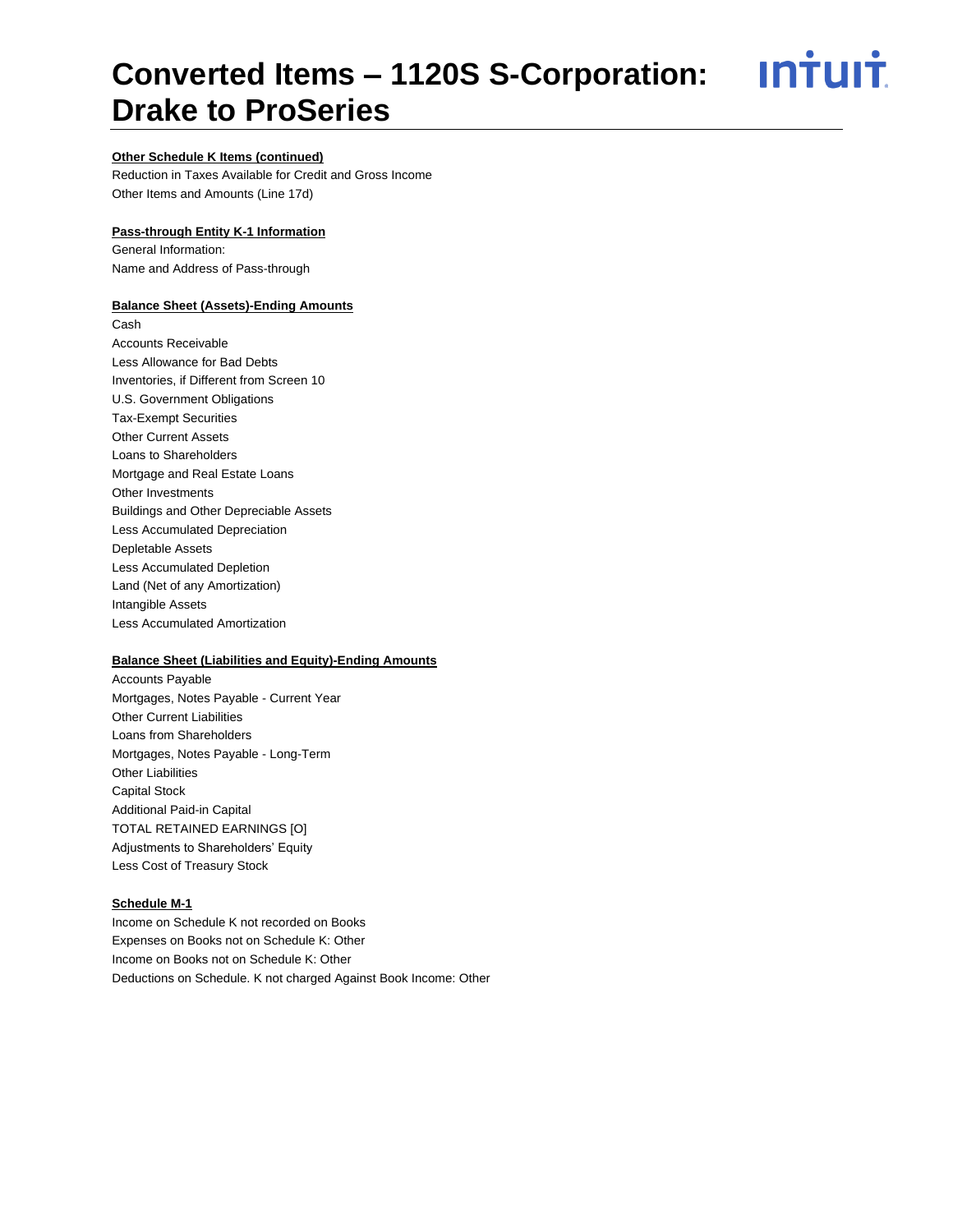# Converted Items – 1120S S-Corporation: Drake to ProSeries

**Other Schedule K Items (continued)**

Reduction in Taxes Available for Credit and Gross Income
Other Items and Amounts (Line 17d)

**Pass-through Entity K-1 Information**

General Information:
Name and Address of Pass-through

**Balance Sheet (Assets)-Ending Amounts**

Cash
Accounts Receivable
Less Allowance for Bad Debts
Inventories, if Different from Screen 10
U.S. Government Obligations
Tax-Exempt Securities
Other Current Assets
Loans to Shareholders
Mortgage and Real Estate Loans
Other Investments
Buildings and Other Depreciable Assets
Less Accumulated Depreciation
Depletable Assets
Less Accumulated Depletion
Land (Net of any Amortization)
Intangible Assets
Less Accumulated Amortization

**Balance Sheet (Liabilities and Equity)-Ending Amounts**

Accounts Payable
Mortgages, Notes Payable - Current Year
Other Current Liabilities
Loans from Shareholders
Mortgages, Notes Payable - Long-Term
Other Liabilities
Capital Stock
Additional Paid-in Capital
TOTAL RETAINED EARNINGS [O]
Adjustments to Shareholders' Equity
Less Cost of Treasury Stock

**Schedule M-1**

Income on Schedule K not recorded on Books
Expenses on Books not on Schedule K: Other
Income on Books not on Schedule K: Other
Deductions on Schedule. K not charged Against Book Income: Other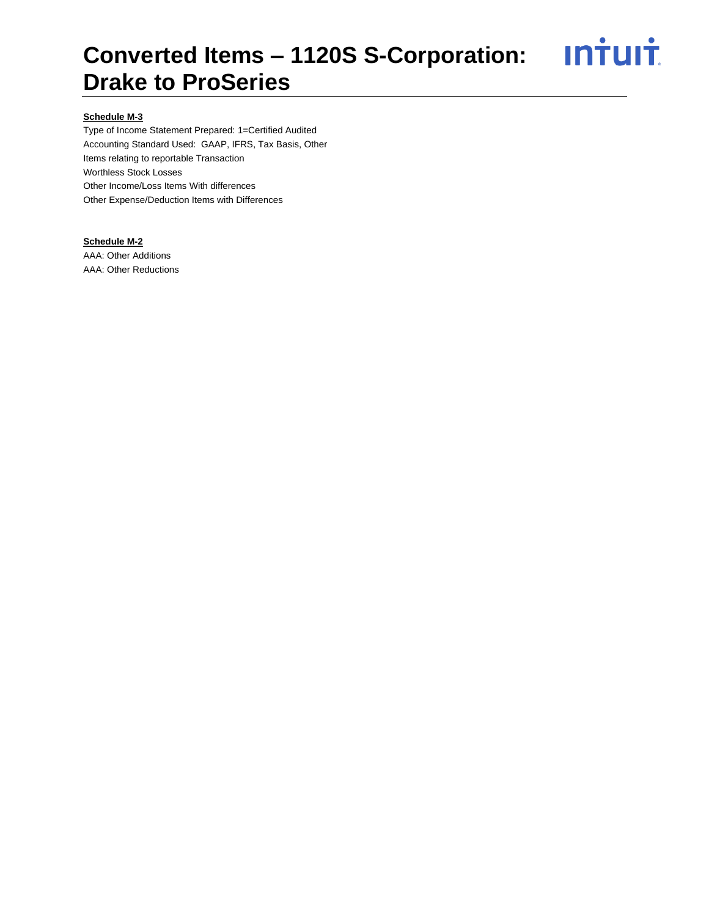# Converted Items – 1120S S-Corporation: Drake to ProSeries

**Schedule M-3**

Type of Income Statement Prepared: 1=Certified Audited
Accounting Standard Used: GAAP, IFRS, Tax Basis, Other
Items relating to reportable Transaction
Worthless Stock Losses
Other Income/Loss Items With differences
Other Expense/Deduction Items with Differences

**Schedule M-2**

AAA: Other Additions
AAA: Other Reductions